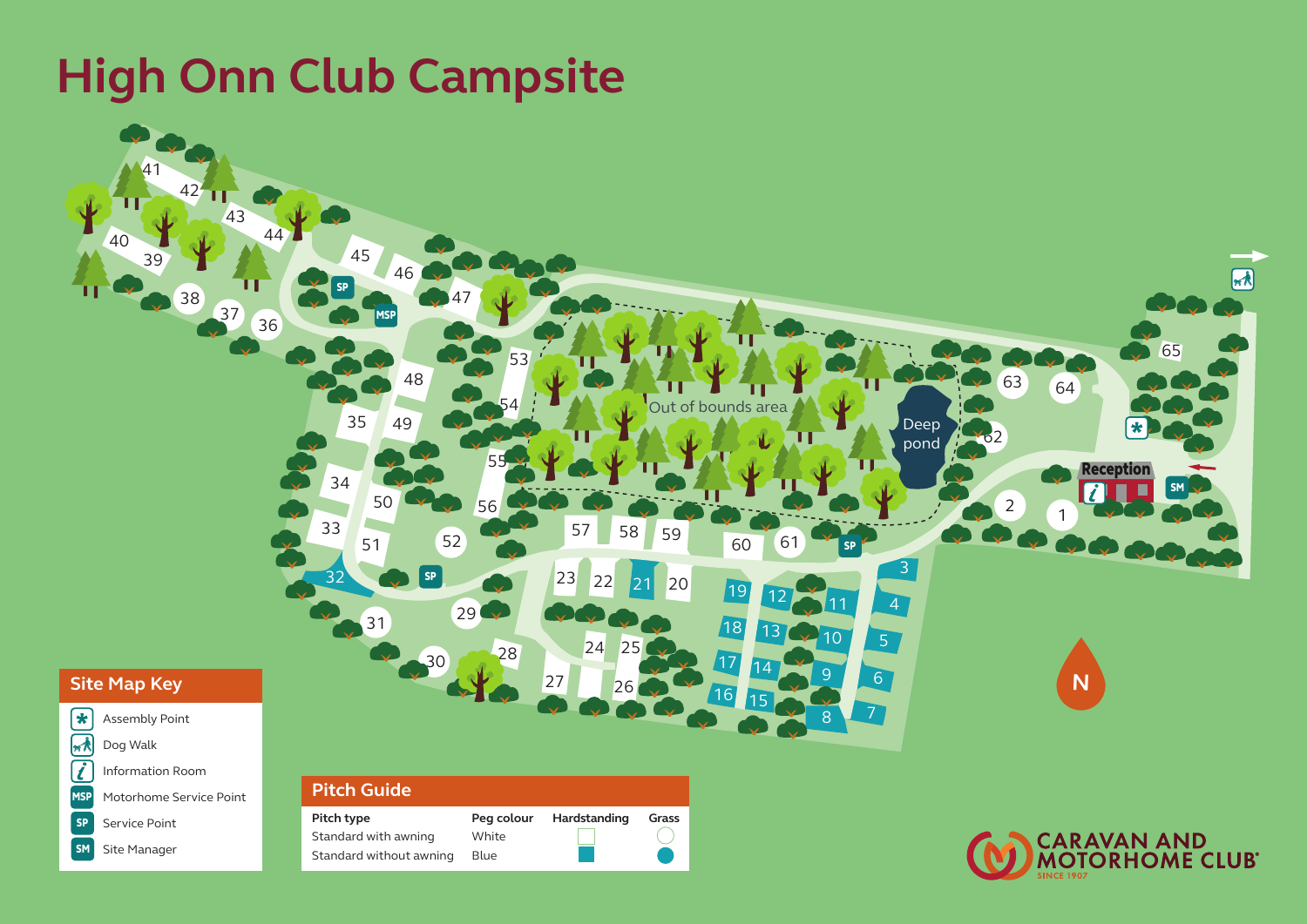# High Onn Club Campsite

## Site Map Key

- Assembly Point
- Dog Walk
- Information Room
- MSP Motorhome Service Point
- SP Service Point
- SM Site Manager

## Pitch Guide

| Pitch type | Peg colour | Hardstanding | Grass |
|---|---|---|---|
| Standard with awning | White | White square | White circle |
| Standard without awning | Blue | Blue square | Blue circle |

Out of bounds area

Deep pond

Reception

N

CARAVAN AND MOTORHOME CLUB SINCE 1907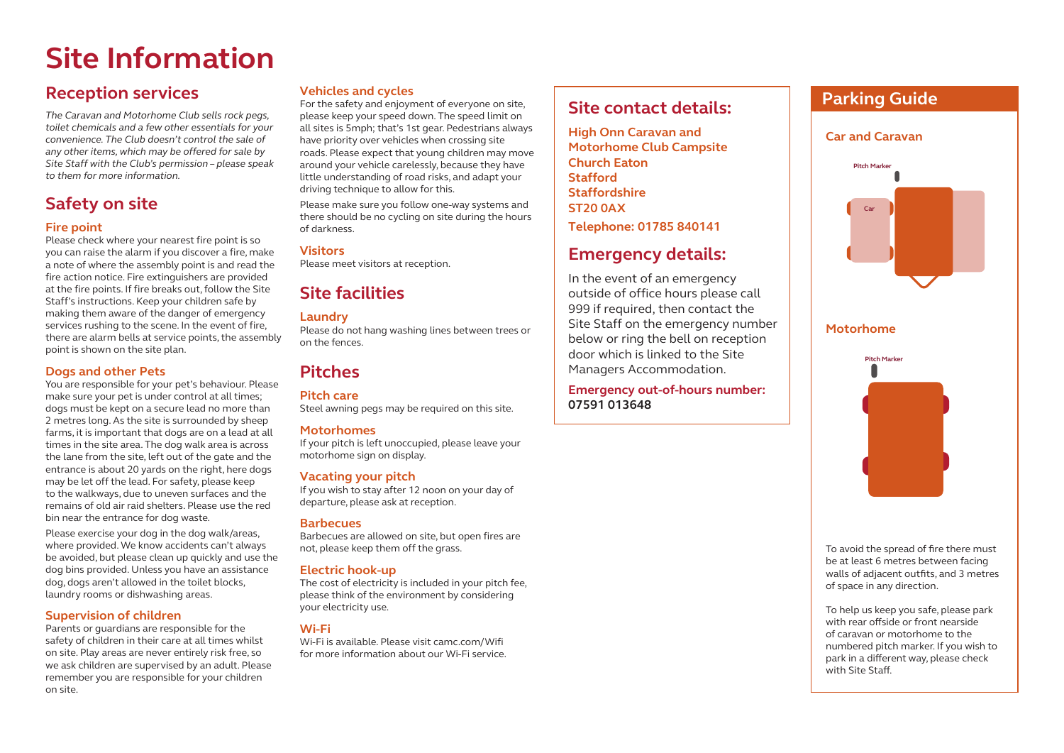# Site Information

## Reception services

*The Caravan and Motorhome Club sells rock pegs, toilet chemicals and a few other essentials for your convenience. The Club doesn't control the sale of any other items, which may be offered for sale by Site Staff with the Club's permission – please speak to them for more information.*

## Safety on site

### Fire point

Please check where your nearest fire point is so you can raise the alarm if you discover a fire, make a note of where the assembly point is and read the fire action notice. Fire extinguishers are provided at the fire points. If fire breaks out, follow the Site Staff's instructions. Keep your children safe by making them aware of the danger of emergency services rushing to the scene. In the event of fire, there are alarm bells at service points, the assembly point is shown on the site plan.

### Dogs and other Pets

You are responsible for your pet's behaviour. Please make sure your pet is under control at all times; dogs must be kept on a secure lead no more than 2 metres long. As the site is surrounded by sheep farms, it is important that dogs are on a lead at all times in the site area. The dog walk area is across the lane from the site, left out of the gate and the entrance is about 20 yards on the right, here dogs may be let off the lead. For safety, please keep to the walkways, due to uneven surfaces and the remains of old air raid shelters. Please use the red bin near the entrance for dog waste.

Please exercise your dog in the dog walk/areas, where provided. We know accidents can't always be avoided, but please clean up quickly and use the dog bins provided. Unless you have an assistance dog, dogs aren't allowed in the toilet blocks, laundry rooms or dishwashing areas.

### Supervision of children

Parents or guardians are responsible for the safety of children in their care at all times whilst on site. Play areas are never entirely risk free, so we ask children are supervised by an adult. Please remember you are responsible for your children on site.

### Vehicles and cycles

For the safety and enjoyment of everyone on site, please keep your speed down. The speed limit on all sites is 5mph; that's 1st gear. Pedestrians always have priority over vehicles when crossing site roads. Please expect that young children may move around your vehicle carelessly, because they have little understanding of road risks, and adapt your driving technique to allow for this.

Please make sure you follow one-way systems and there should be no cycling on site during the hours of darkness.

### Visitors

Please meet visitors at reception.

## Site facilities

### Laundry

Please do not hang washing lines between trees or on the fences.

## Pitches

### Pitch care

Steel awning pegs may be required on this site.

### Motorhomes

If your pitch is left unoccupied, please leave your motorhome sign on display.

### Vacating your pitch

If you wish to stay after 12 noon on your day of departure, please ask at reception.

### Barbecues

Barbecues are allowed on site, but open fires are not, please keep them off the grass.

### Electric hook-up

The cost of electricity is included in your pitch fee, please think of the environment by considering your electricity use.

### Wi-Fi

Wi-Fi is available. Please visit camc.com/Wifi for more information about our Wi-Fi service.

## Site contact details:

**High Onn Caravan and Motorhome Club Campsite**
**Church Eaton**
**Stafford**
**Staffordshire**
**ST20 0AX**

**Telephone: 01785 840141**

## Emergency details:

In the event of an emergency outside of office hours please call 999 if required, then contact the Site Staff on the emergency number below or ring the bell on reception door which is linked to the Site Managers Accommodation.

**Emergency out-of-hours number:**
**07591 013648**

## Parking Guide

### Car and Caravan

Pitch Marker

Car

### Motorhome

Pitch Marker

To avoid the spread of fire there must be at least 6 metres between facing walls of adjacent outfits, and 3 metres of space in any direction.

To help us keep you safe, please park with rear offside or front nearside of caravan or motorhome to the numbered pitch marker. If you wish to park in a different way, please check with Site Staff.